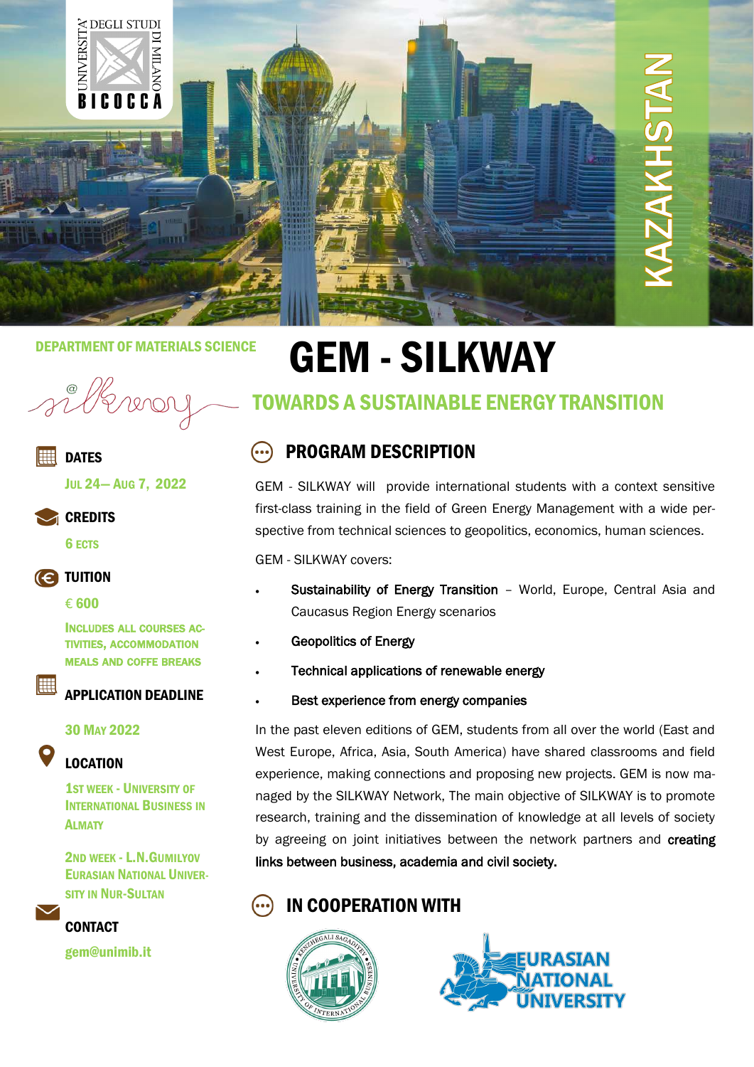UNIVERSITÀ DEGLI STUDI DI MILANO BICOCCA

KAZAKHSTAN

DEPARTMENT OF MATERIALS SCIENCE

silkway

# GEM - SILKWAY

## TOWARDS A SUSTAINABLE ENERGY TRANSITION

**DATES**

JUL 24— AUG 7, 2022

**CREDITS**

6 ECTS

**TUITION**

€ 600

INCLUDES ALL COURSES ACTIVITIES, ACCOMMODATION MEALS AND COFFE BREAKS

**APPLICATION DEADLINE**

30 MAY 2022

**LOCATION**

1ST WEEK - UNIVERSITY OF INTERNATIONAL BUSINESS IN ALMATY

2ND WEEK - L.N.GUMILYOV EURASIAN NATIONAL UNIVERSITY IN NUR-SULTAN

**CONTACT**

gem@unimib.it

### PROGRAM DESCRIPTION

GEM - SILKWAY will provide international students with a context sensitive first-class training in the field of Green Energy Management with a wide perspective from technical sciences to geopolitics, economics, human sciences.

GEM - SILKWAY covers:

- **Sustainability of Energy Transition** – World, Europe, Central Asia and Caucasus Region Energy scenarios
- **Geopolitics of Energy**
- **Technical applications of renewable energy**
- **Best experience from energy companies**

In the past eleven editions of GEM, students from all over the world (East and West Europe, Africa, Asia, South America) have shared classrooms and field experience, making connections and proposing new projects. GEM is now managed by the SILKWAY Network, The main objective of SILKWAY is to promote research, training and the dissemination of knowledge at all levels of society by agreeing on joint initiatives between the network partners and **creating links between business, academia and civil society.**

### IN COOPERATION WITH

KENZHEGALI SAGADIYEV UNIVERSITY OF INTERNATIONAL BUSINESS

EURASIAN NATIONAL UNIVERSITY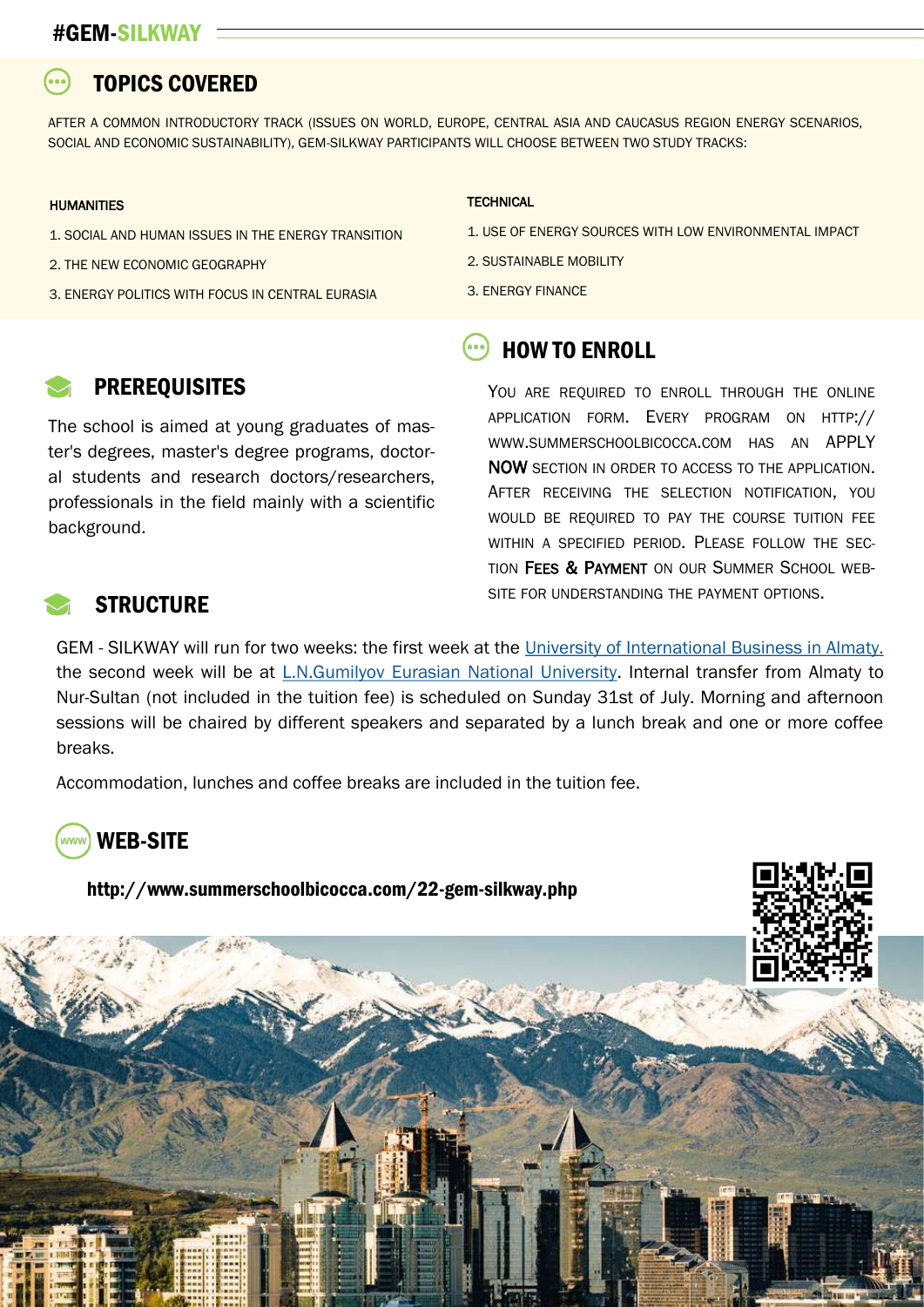#GEM-SILKWAY

## TOPICS COVERED

AFTER A COMMON INTRODUCTORY TRACK (ISSUES ON WORLD, EUROPE, CENTRAL ASIA AND CAUCASUS REGION ENERGY SCENARIOS, SOCIAL AND ECONOMIC SUSTAINABILITY), GEM-SILKWAY PARTICIPANTS WILL CHOOSE BETWEEN TWO STUDY TRACKS:

**HUMANITIES**

1. SOCIAL AND HUMAN ISSUES IN THE ENERGY TRANSITION
2. THE NEW ECONOMIC GEOGRAPHY
3. ENERGY POLITICS WITH FOCUS IN CENTRAL EURASIA

**TECHNICAL**

1. USE OF ENERGY SOURCES WITH LOW ENVIRONMENTAL IMPACT
2. SUSTAINABLE MOBILITY
3. ENERGY FINANCE

## PREREQUISITES

The school is aimed at young graduates of master's degrees, master's degree programs, doctoral students and research doctors/researchers, professionals in the field mainly with a scientific background.

## HOW TO ENROLL

YOU ARE REQUIRED TO ENROLL THROUGH THE ONLINE APPLICATION FORM. EVERY PROGRAM ON HTTP://WWW.SUMMERSCHOOLBICOCCA.COM HAS AN APPLY NOW SECTION IN ORDER TO ACCESS TO THE APPLICATION. AFTER RECEIVING THE SELECTION NOTIFICATION, YOU WOULD BE REQUIRED TO PAY THE COURSE TUITION FEE WITHIN A SPECIFIED PERIOD. PLEASE FOLLOW THE SECTION FEES & PAYMENT ON OUR SUMMER SCHOOL WEBSITE FOR UNDERSTANDING THE PAYMENT OPTIONS.

## STRUCTURE

GEM - SILKWAY will run for two weeks: the first week at the University of International Business in Almaty. the second week will be at L.N.Gumilyov Eurasian National University. Internal transfer from Almaty to Nur-Sultan (not included in the tuition fee) is scheduled on Sunday 31st of July. Morning and afternoon sessions will be chaired by different speakers and separated by a lunch break and one or more coffee breaks.

Accommodation, lunches and coffee breaks are included in the tuition fee.

## WEB-SITE

**http://www.summerschoolbicocca.com/22-gem-silkway.php**